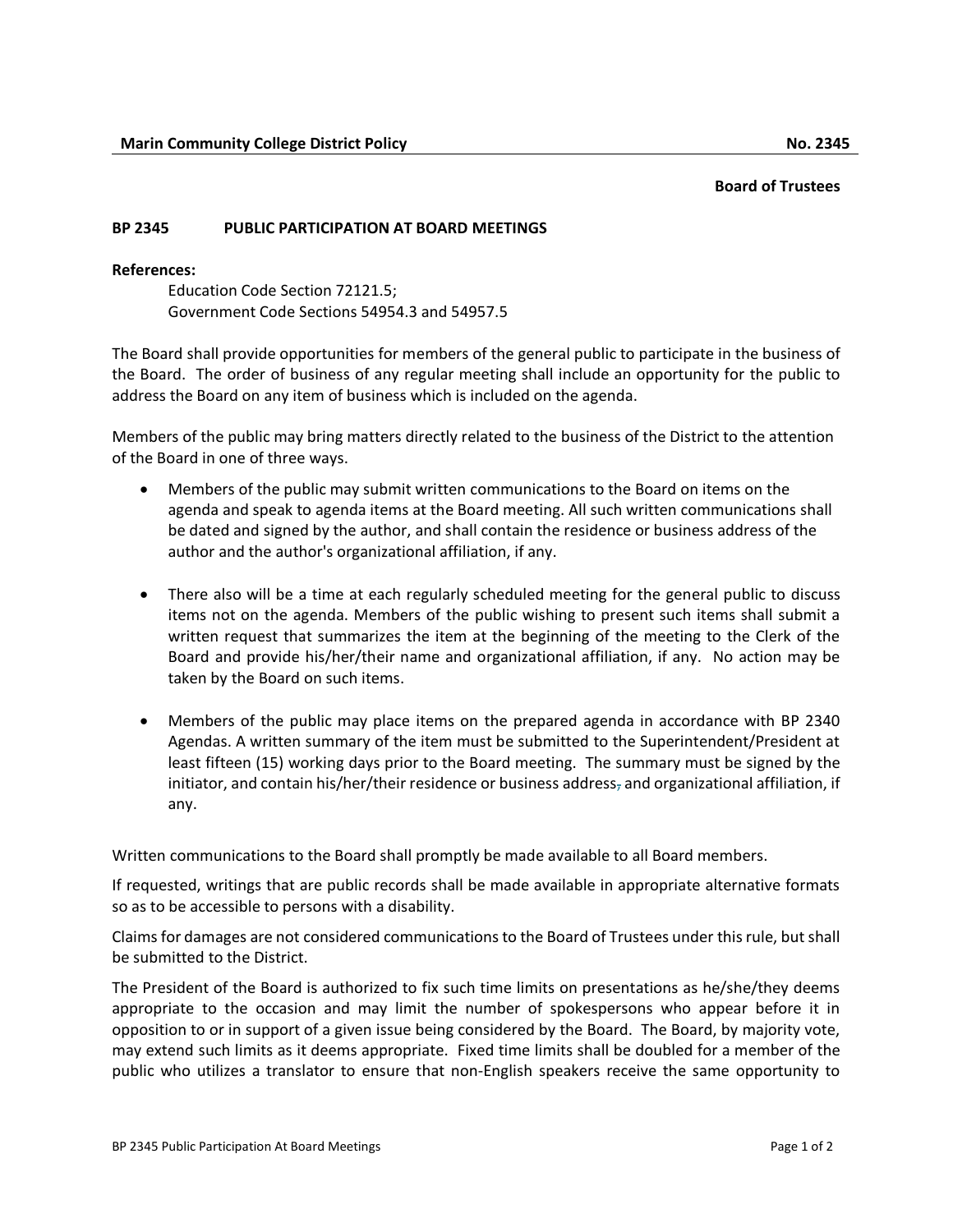**Marin Community College District Policy** **No. 2345**

**Board of Trustees**

## BP 2345 PUBLIC PARTICIPATION AT BOARD MEETINGS

**References:**

Education Code Section 72121.5;
Government Code Sections 54954.3 and 54957.5

The Board shall provide opportunities for members of the general public to participate in the business of the Board. The order of business of any regular meeting shall include an opportunity for the public to address the Board on any item of business which is included on the agenda.

Members of the public may bring matters directly related to the business of the District to the attention of the Board in one of three ways.

- Members of the public may submit written communications to the Board on items on the agenda and speak to agenda items at the Board meeting. All such written communications shall be dated and signed by the author, and shall contain the residence or business address of the author and the author's organizational affiliation, if any.

- There also will be a time at each regularly scheduled meeting for the general public to discuss items not on the agenda. Members of the public wishing to present such items shall submit a written request that summarizes the item at the beginning of the meeting to the Clerk of the Board and provide his/her/their name and organizational affiliation, if any. No action may be taken by the Board on such items.

- Members of the public may place items on the prepared agenda in accordance with BP 2340 Agendas. A written summary of the item must be submitted to the Superintendent/President at least fifteen (15) working days prior to the Board meeting. The summary must be signed by the initiator, and contain his/her/their residence or business address and organizational affiliation, if any.

Written communications to the Board shall promptly be made available to all Board members.

If requested, writings that are public records shall be made available in appropriate alternative formats so as to be accessible to persons with a disability.

Claims for damages are not considered communications to the Board of Trustees under this rule, but shall be submitted to the District.

The President of the Board is authorized to fix such time limits on presentations as he/she/they deems appropriate to the occasion and may limit the number of spokespersons who appear before it in opposition to or in support of a given issue being considered by the Board. The Board, by majority vote, may extend such limits as it deems appropriate. Fixed time limits shall be doubled for a member of the public who utilizes a translator to ensure that non-English speakers receive the same opportunity to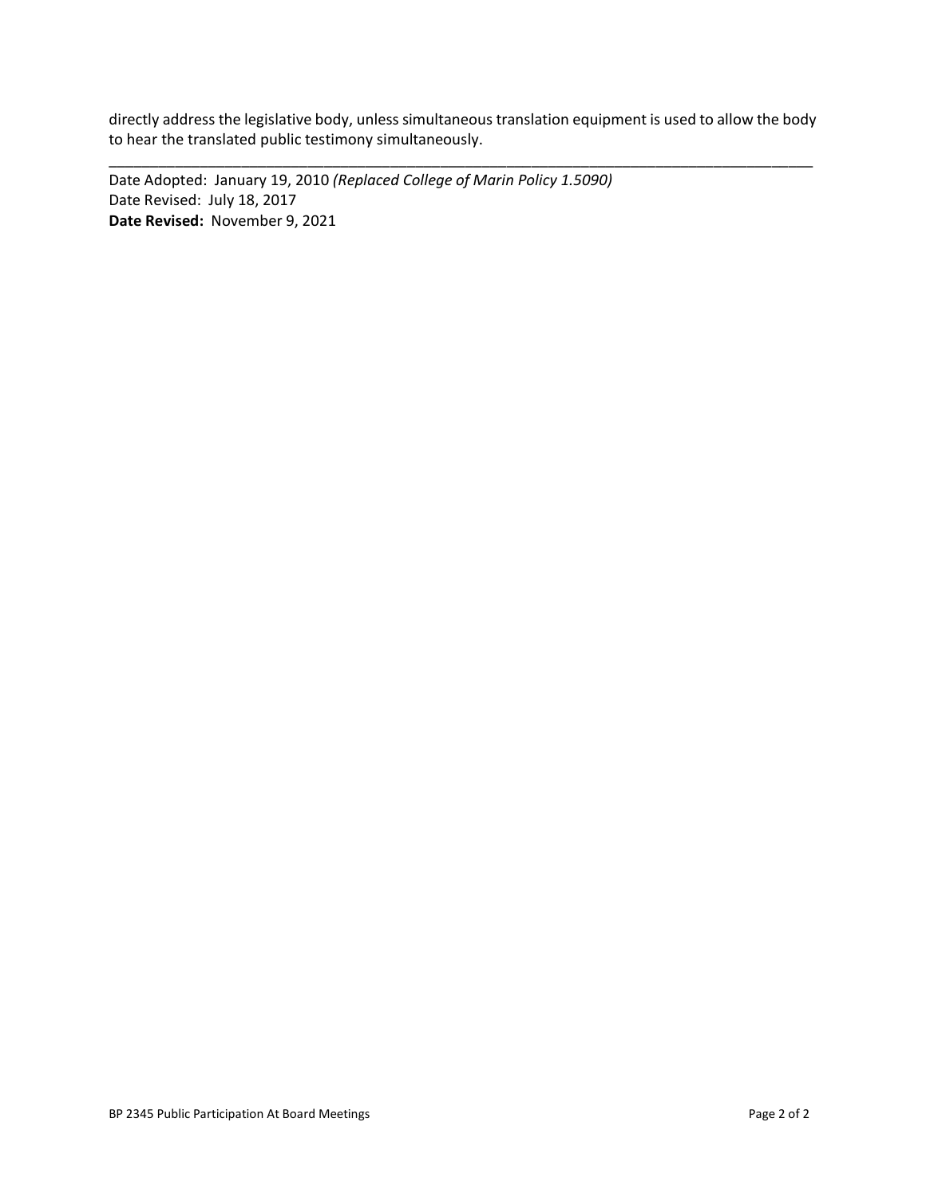directly address the legislative body, unless simultaneous translation equipment is used to allow the body to hear the translated public testimony simultaneously.

---

Date Adopted: January 19, 2010 *(Replaced College of Marin Policy 1.5090)*
Date Revised: July 18, 2017
**Date Revised:** November 9, 2021